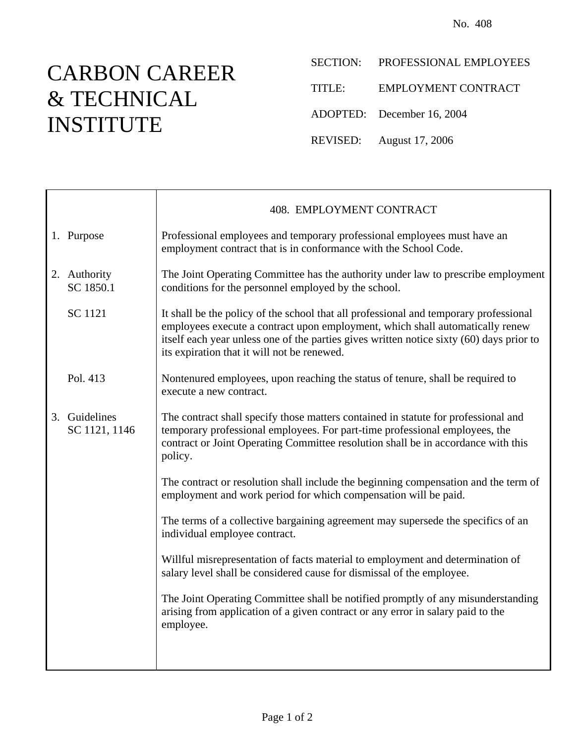No. 408

# CARBON CAREER & TECHNICAL INSTITUTE

SECTION: PROFESSIONAL EMPLOYEES

TITLE: EMPLOYMENT CONTRACT

ADOPTED: December 16, 2004

REVISED: August 17, 2006

## 408. EMPLOYMENT CONTRACT

**1. Purpose**

Professional employees and temporary professional employees must have an employment contract that is in conformance with the School Code.

**2. Authority**
SC 1850.1

The Joint Operating Committee has the authority under law to prescribe employment conditions for the personnel employed by the school.

SC 1121

It shall be the policy of the school that all professional and temporary professional employees execute a contract upon employment, which shall automatically renew itself each year unless one of the parties gives written notice sixty (60) days prior to its expiration that it will not be renewed.

Pol. 413

Nontenured employees, upon reaching the status of tenure, shall be required to execute a new contract.

**3. Guidelines**
SC 1121, 1146

The contract shall specify those matters contained in statute for professional and temporary professional employees. For part-time professional employees, the contract or Joint Operating Committee resolution shall be in accordance with this policy.

The contract or resolution shall include the beginning compensation and the term of employment and work period for which compensation will be paid.

The terms of a collective bargaining agreement may supersede the specifics of an individual employee contract.

Willful misrepresentation of facts material to employment and determination of salary level shall be considered cause for dismissal of the employee.

The Joint Operating Committee shall be notified promptly of any misunderstanding arising from application of a given contract or any error in salary paid to the employee.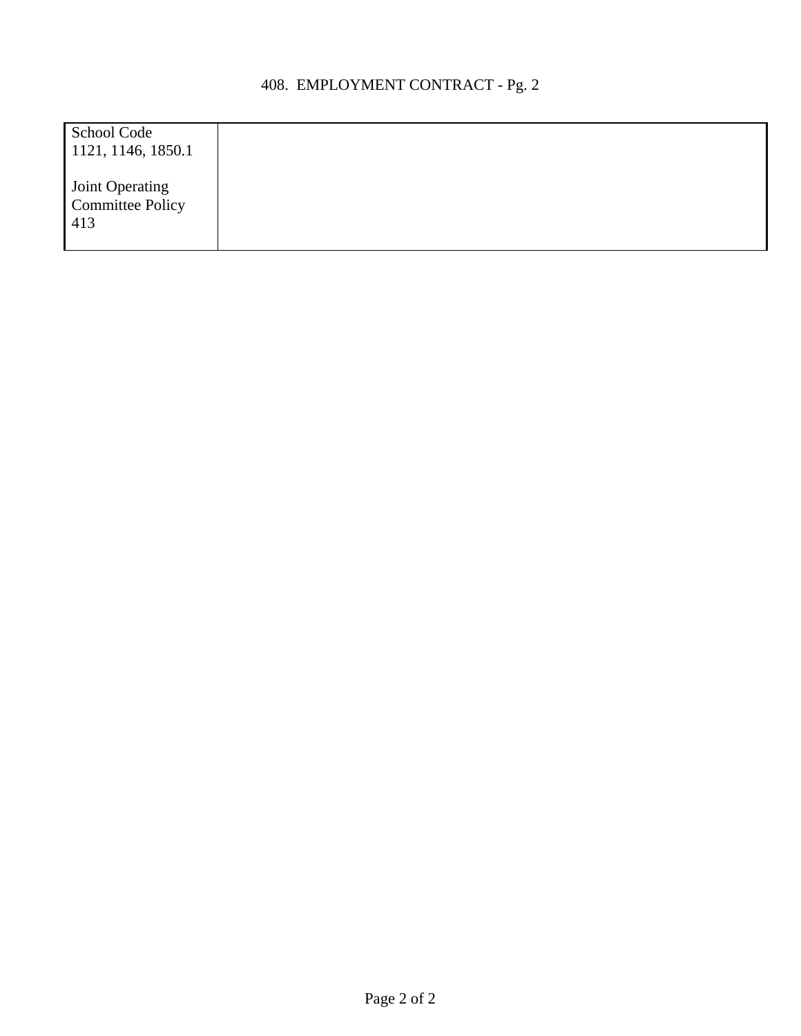| | |
|---|---|
| School Code<br>1121, 1146, 1850.1<br><br>Joint Operating Committee Policy<br>413 | |